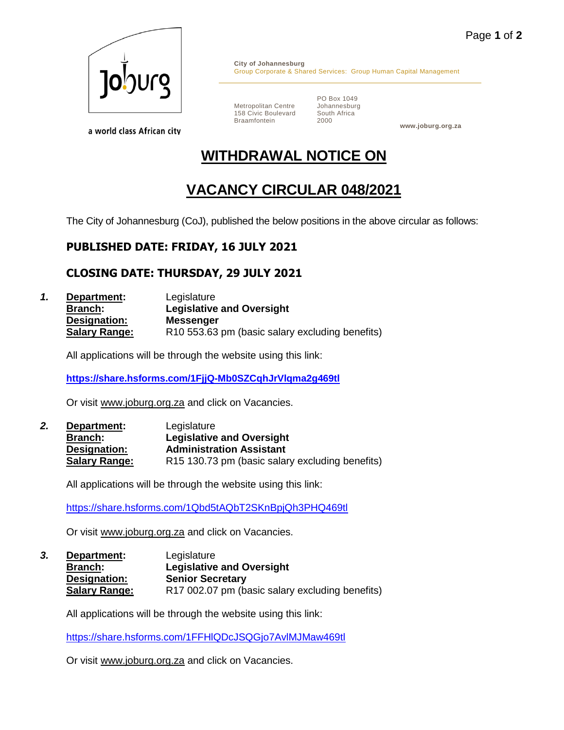**City of Johannesburg**
Group Corporate & Shared Services: Group Human Capital Management

Metropolitan Centre
158 Civic Boulevard
Braamfontein

PO Box 1049
Johannesburg
South Africa
2000

www.joburg.org.za

a world class African city

# WITHDRAWAL NOTICE ON

# VACANCY CIRCULAR 048/2021

The City of Johannesburg (CoJ), published the below positions in the above circular as follows:

## PUBLISHED DATE: FRIDAY, 16 JULY 2021

## CLOSING DATE: THURSDAY, 29 JULY 2021

***1.*** **Department:** Legislature
**Branch:** **Legislative and Oversight**
**Designation:** **Messenger**
**Salary Range:** R10 553.63 pm (basic salary excluding benefits)

All applications will be through the website using this link:

**https://share.hsforms.com/1FjjQ-Mb0SZCqhJrVlqma2g469tl**

Or visit www.joburg.org.za and click on Vacancies.

***2.*** **Department:** Legislature
**Branch:** **Legislative and Oversight**
**Designation:** **Administration Assistant**
**Salary Range:** R15 130.73 pm (basic salary excluding benefits)

All applications will be through the website using this link:

https://share.hsforms.com/1Qbd5tAQbT2SKnBpjQh3PHQ469tl

Or visit www.joburg.org.za and click on Vacancies.

***3.*** **Department:** Legislature
**Branch:** **Legislative and Oversight**
**Designation:** **Senior Secretary**
**Salary Range:** R17 002.07 pm (basic salary excluding benefits)

All applications will be through the website using this link:

https://share.hsforms.com/1FFHlQDcJSQGjo7AvlMJMaw469tl

Or visit www.joburg.org.za and click on Vacancies.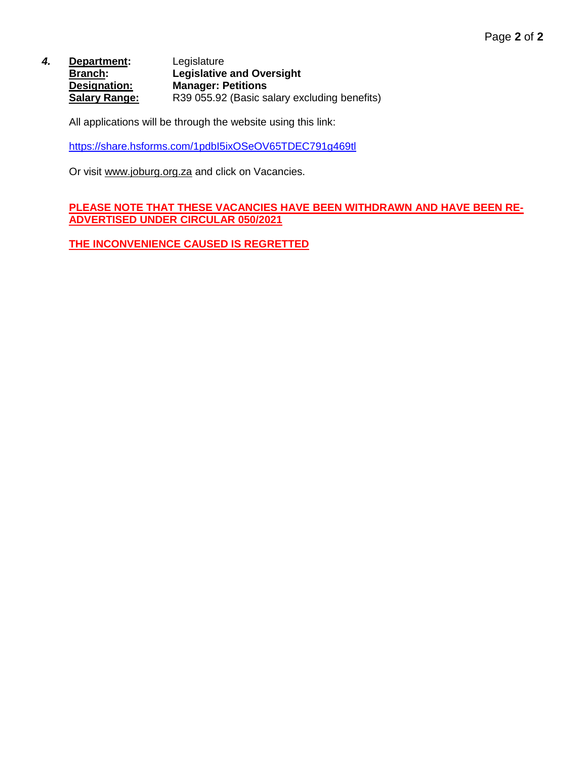***4.*** **Department:** Legislature
**Branch:** **Legislative and Oversight**
**Designation:** **Manager: Petitions**
**Salary Range:** R39 055.92 (Basic salary excluding benefits)

All applications will be through the website using this link:

https://share.hsforms.com/1pdbI5ixOSeOV65TDEC791g469tl

Or visit www.joburg.org.za and click on Vacancies.

**PLEASE NOTE THAT THESE VACANCIES HAVE BEEN WITHDRAWN AND HAVE BEEN RE-ADVERTISED UNDER CIRCULAR 050/2021**

**THE INCONVENIENCE CAUSED IS REGRETTED**